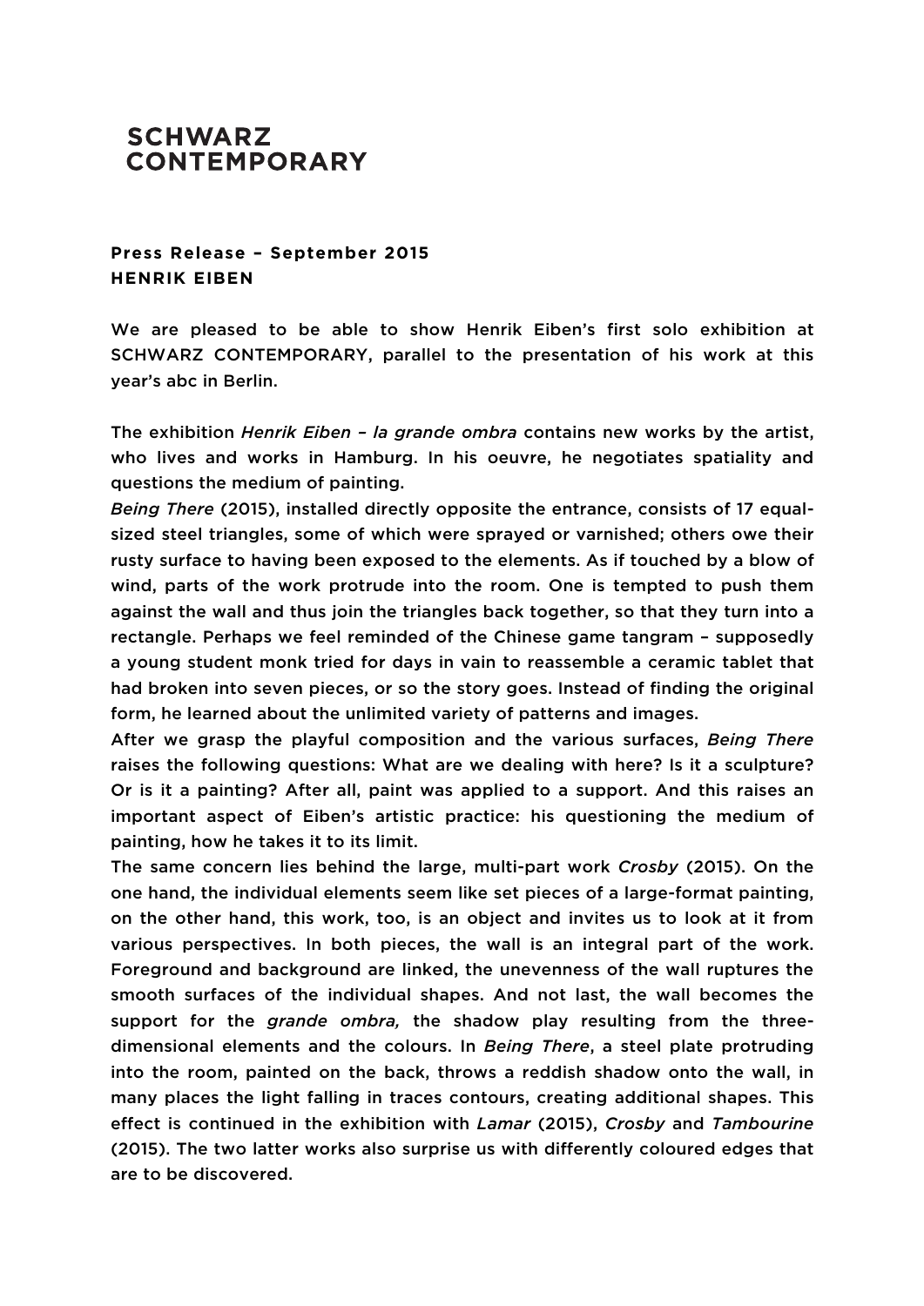# SCHWARZ CONTEMPORARY

**Press Release – September 2015**
**HENRIK EIBEN**

We are pleased to be able to show Henrik Eiben's first solo exhibition at SCHWARZ CONTEMPORARY, parallel to the presentation of his work at this year's abc in Berlin.

The exhibition *Henrik Eiben – la grande ombra* contains new works by the artist, who lives and works in Hamburg. In his oeuvre, he negotiates spatiality and questions the medium of painting.

*Being There* (2015), installed directly opposite the entrance, consists of 17 equal-sized steel triangles, some of which were sprayed or varnished; others owe their rusty surface to having been exposed to the elements. As if touched by a blow of wind, parts of the work protrude into the room. One is tempted to push them against the wall and thus join the triangles back together, so that they turn into a rectangle. Perhaps we feel reminded of the Chinese game tangram – supposedly a young student monk tried for days in vain to reassemble a ceramic tablet that had broken into seven pieces, or so the story goes. Instead of finding the original form, he learned about the unlimited variety of patterns and images.

After we grasp the playful composition and the various surfaces, *Being There* raises the following questions: What are we dealing with here? Is it a sculpture? Or is it a painting? After all, paint was applied to a support. And this raises an important aspect of Eiben's artistic practice: his questioning the medium of painting, how he takes it to its limit.

The same concern lies behind the large, multi-part work *Crosby* (2015). On the one hand, the individual elements seem like set pieces of a large-format painting, on the other hand, this work, too, is an object and invites us to look at it from various perspectives. In both pieces, the wall is an integral part of the work. Foreground and background are linked, the unevenness of the wall ruptures the smooth surfaces of the individual shapes. And not last, the wall becomes the support for the *grande ombra,* the shadow play resulting from the three-dimensional elements and the colours. In *Being There*, a steel plate protruding into the room, painted on the back, throws a reddish shadow onto the wall, in many places the light falling in traces contours, creating additional shapes. This effect is continued in the exhibition with *Lamar* (2015), *Crosby* and *Tambourine* (2015). The two latter works also surprise us with differently coloured edges that are to be discovered.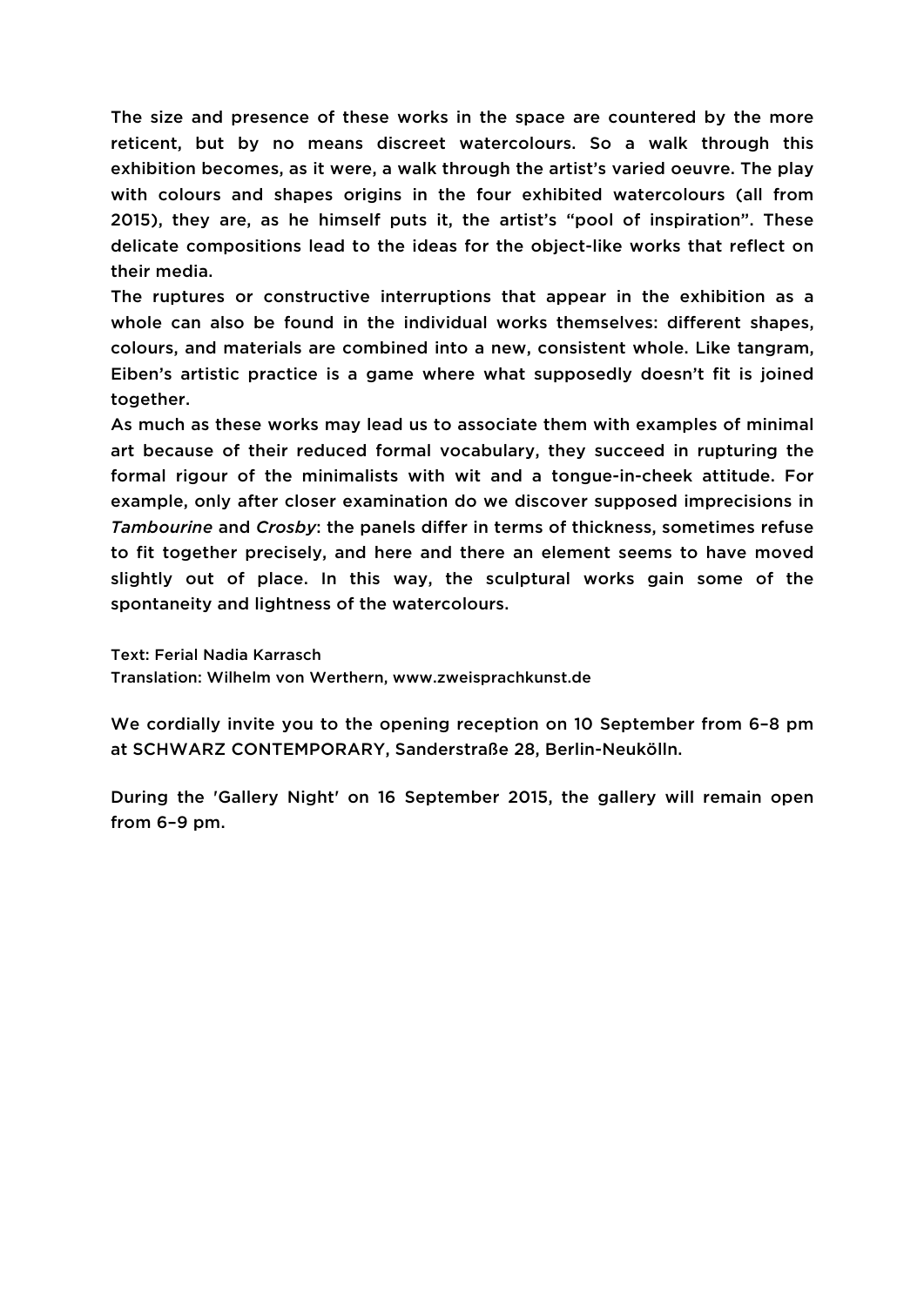The size and presence of these works in the space are countered by the more reticent, but by no means discreet watercolours. So a walk through this exhibition becomes, as it were, a walk through the artist's varied oeuvre. The play with colours and shapes origins in the four exhibited watercolours (all from 2015), they are, as he himself puts it, the artist's "pool of inspiration". These delicate compositions lead to the ideas for the object-like works that reflect on their media.

The ruptures or constructive interruptions that appear in the exhibition as a whole can also be found in the individual works themselves: different shapes, colours, and materials are combined into a new, consistent whole. Like tangram, Eiben's artistic practice is a game where what supposedly doesn't fit is joined together.

As much as these works may lead us to associate them with examples of minimal art because of their reduced formal vocabulary, they succeed in rupturing the formal rigour of the minimalists with wit and a tongue-in-cheek attitude. For example, only after closer examination do we discover supposed imprecisions in *Tambourine* and *Crosby*: the panels differ in terms of thickness, sometimes refuse to fit together precisely, and here and there an element seems to have moved slightly out of place. In this way, the sculptural works gain some of the spontaneity and lightness of the watercolours.

Text: Ferial Nadia Karrasch
Translation: Wilhelm von Werthern, www.zweisprachkunst.de

We cordially invite you to the opening reception on 10 September from 6–8 pm at SCHWARZ CONTEMPORARY, Sanderstraße 28, Berlin-Neukölln.

During the 'Gallery Night' on 16 September 2015, the gallery will remain open from 6–9 pm.